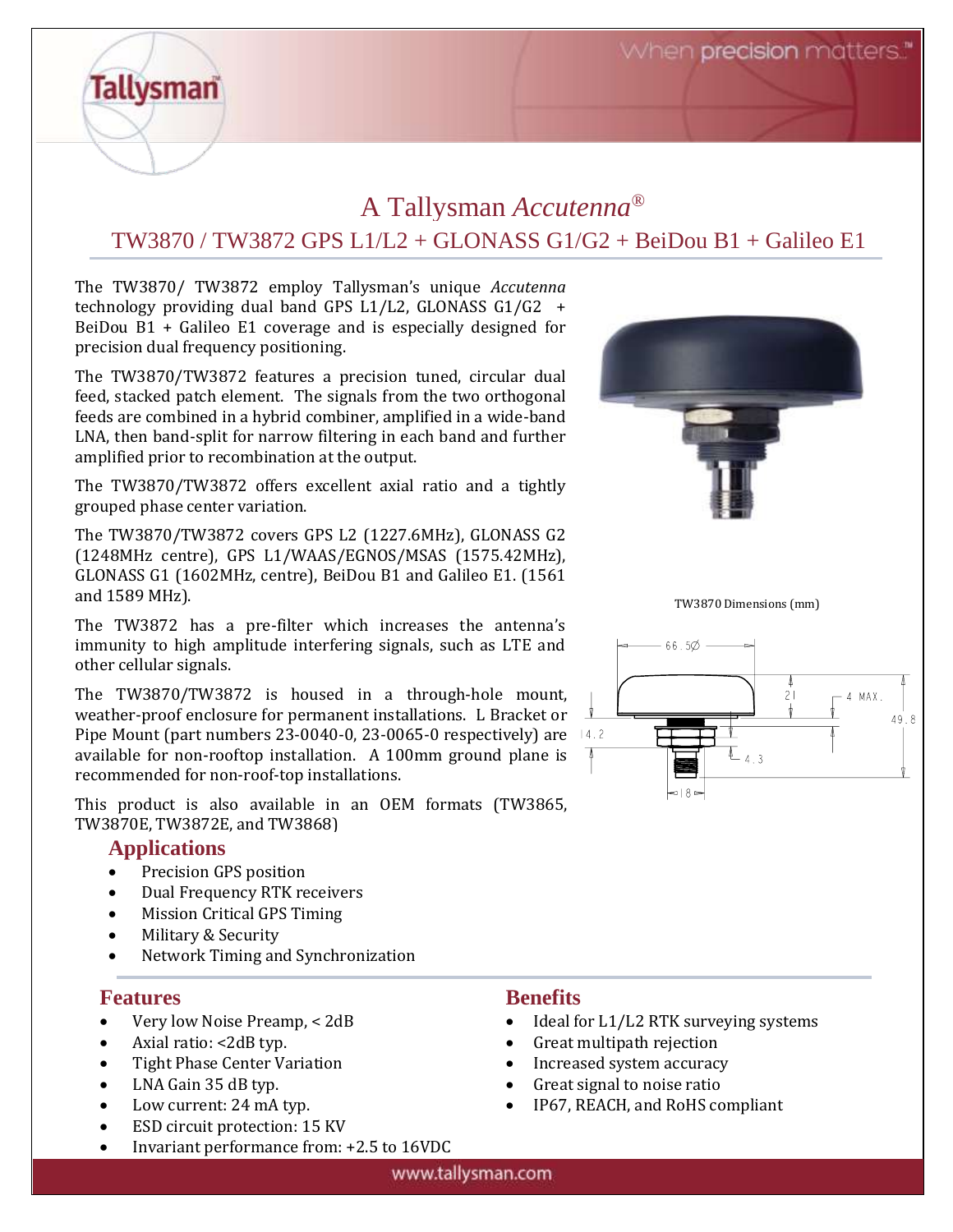# A Tallysman *Accutenna*®

## TW3870 / TW3872 GPS L1/L2 + GLONASS G1/G2 + BeiDou B1 + Galileo E1

The TW3870/ TW3872 employ Tallysman's unique *Accutenna* technology providing dual band GPS L1/L2, GLONASS G1/G2 + BeiDou B1 + Galileo E1 coverage and is especially designed for precision dual frequency positioning.

The TW3870/TW3872 features a precision tuned, circular dual feed, stacked patch element. The signals from the two orthogonal feeds are combined in a hybrid combiner, amplified in a wide-band LNA, then band-split for narrow filtering in each band and further amplified prior to recombination at the output.

The TW3870/TW3872 offers excellent axial ratio and a tightly grouped phase center variation.

The TW3870/TW3872 covers GPS L2 (1227.6MHz), GLONASS G2 (1248MHz centre), GPS L1/WAAS/EGNOS/MSAS (1575.42MHz), GLONASS G1 (1602MHz, centre), BeiDou B1 and Galileo E1. (1561 and 1589 MHz).

The TW3872 has a pre-filter which increases the antenna's immunity to high amplitude interfering signals, such as LTE and other cellular signals.

The TW3870/TW3872 is housed in a through-hole mount, weather-proof enclosure for permanent installations. L Bracket or Pipe Mount (part numbers 23-0040-0, 23-0065-0 respectively) are available for non-rooftop installation. A 100mm ground plane is recommended for non-roof-top installations.

This product is also available in an OEM formats (TW3865, TW3870E, TW3872E, and TW3868)

TW3870 Dimensions (mm)

### Applications

- Precision GPS position
- Dual Frequency RTK receivers
- Mission Critical GPS Timing
- Military & Security
- Network Timing and Synchronization

### Features

- Very low Noise Preamp, < 2dB
- Axial ratio: <2dB typ.
- Tight Phase Center Variation
- LNA Gain 35 dB typ.
- Low current: 24 mA typ.
- ESD circuit protection: 15 KV
- Invariant performance from: +2.5 to 16VDC

### Benefits

- Ideal for L1/L2 RTK surveying systems
- Great multipath rejection
- Increased system accuracy
- Great signal to noise ratio
- IP67, REACH, and RoHS compliant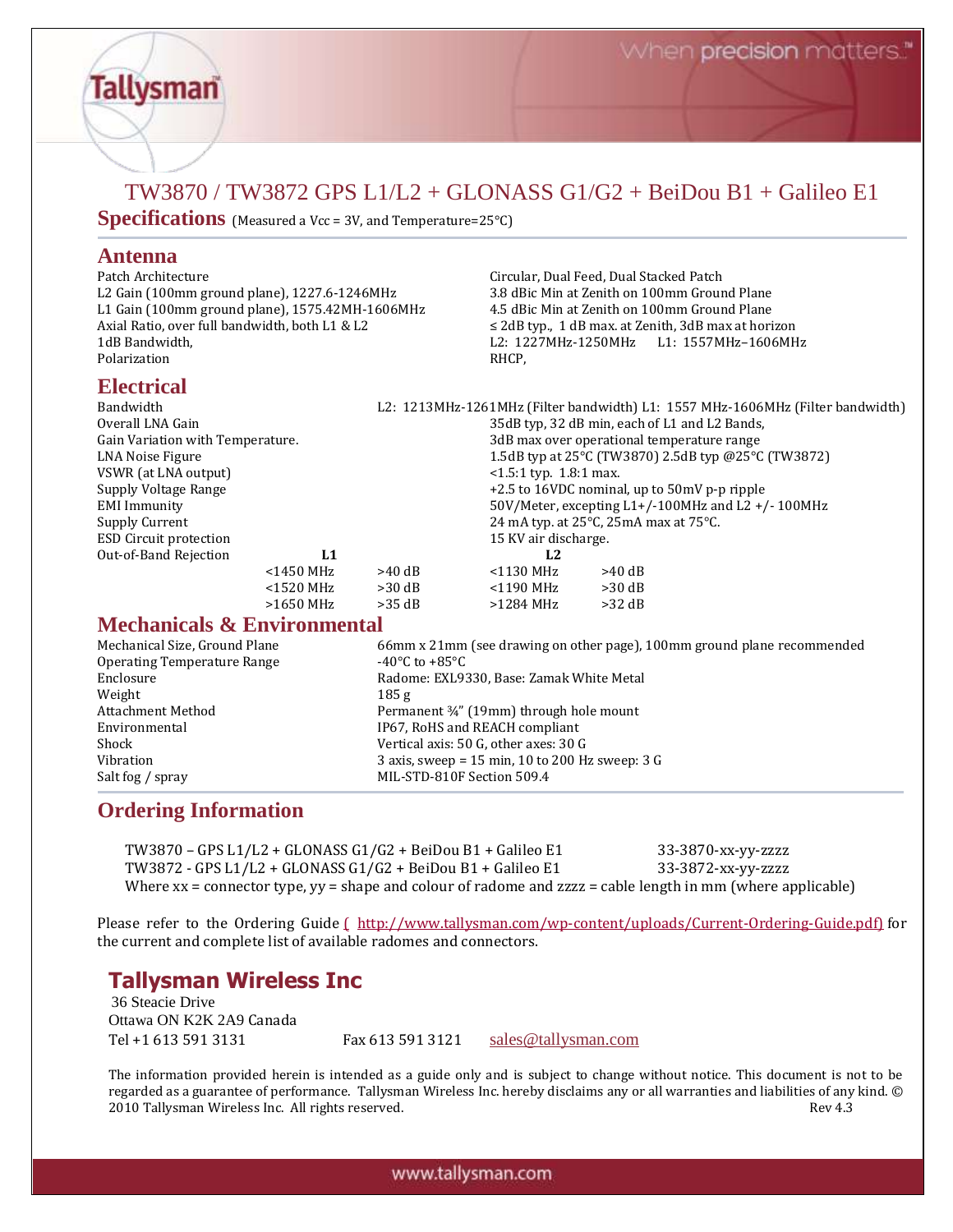# TW3870 / TW3872 GPS L1/L2 + GLONASS G1/G2 + BeiDou B1 + Galileo E1

**Specifications** (Measured a Vcc = 3V, and Temperature=25°C)

## Antenna

| | |
|---|---|
| Patch Architecture | Circular, Dual Feed, Dual Stacked Patch |
| L2 Gain (100mm ground plane), 1227.6-1246MHz | 3.8 dBic Min at Zenith on 100mm Ground Plane |
| L1 Gain (100mm ground plane), 1575.42MH-1606MHz | 4.5 dBic Min at Zenith on 100mm Ground Plane |
| Axial Ratio, over full bandwidth, both L1 & L2 | ≤ 2dB typ., 1 dB max. at Zenith, 3dB max at horizon |
| 1dB Bandwidth, | L2: 1227MHz-1250MHz L1: 1557MHz–1606MHz |
| Polarization | RHCP, |

## Electrical

| | |
|---|---|
| Bandwidth | L2: 1213MHz-1261MHz (Filter bandwidth) L1: 1557 MHz-1606MHz (Filter bandwidth) |
| Overall LNA Gain | 35dB typ, 32 dB min, each of L1 and L2 Bands, |
| Gain Variation with Temperature. | 3dB max over operational temperature range |
| LNA Noise Figure | 1.5dB typ at 25°C (TW3870) 2.5dB typ @25°C (TW3872) |
| VSWR (at LNA output) | <1.5:1 typ. 1.8:1 max. |
| Supply Voltage Range | +2.5 to 16VDC nominal, up to 50mV p-p ripple |
| EMI Immunity | 50V/Meter, excepting L1+/-100MHz and L2 +/- 100MHz |
| Supply Current | 24 mA typ. at 25°C, 25mA max at 75°C. |
| ESD Circuit protection | 15 KV air discharge. |

| Out-of-Band Rejection | L1 | | L2 | |
|---|---|---|---|---|
| | <1450 MHz | >40 dB | <1130 MHz | >40 dB |
| | <1520 MHz | >30 dB | <1190 MHz | >30 dB |
| | >1650 MHz | >35 dB | >1284 MHz | >32 dB |

## Mechanicals & Environmental

| | |
|---|---|
| Mechanical Size, Ground Plane | 66mm x 21mm (see drawing on other page), 100mm ground plane recommended |
| Operating Temperature Range | -40°C to +85°C |
| Enclosure | Radome: EXL9330, Base: Zamak White Metal |
| Weight | 185 g |
| Attachment Method | Permanent ¾" (19mm) through hole mount |
| Environmental | IP67, RoHS and REACH compliant |
| Shock | Vertical axis: 50 G, other axes: 30 G |
| Vibration | 3 axis, sweep = 15 min, 10 to 200 Hz sweep: 3 G |
| Salt fog / spray | MIL-STD-810F Section 509.4 |

## Ordering Information

| | |
|---|---|
| TW3870 – GPS L1/L2 + GLONASS G1/G2 + BeiDou B1 + Galileo E1 | 33-3870-xx-yy-zzzz |
| TW3872 - GPS L1/L2 + GLONASS G1/G2 + BeiDou B1 + Galileo E1 | 33-3872-xx-yy-zzzz |

Where xx = connector type, yy = shape and colour of radome and zzzz = cable length in mm (where applicable)

Please refer to the Ordering Guide ( http://www.tallysman.com/wp-content/uploads/Current-Ordering-Guide.pdf) for the current and complete list of available radomes and connectors.

## Tallysman Wireless Inc

36 Steacie Drive
Ottawa ON K2K 2A9 Canada
Tel +1 613 591 3131 Fax 613 591 3121 sales@tallysman.com

The information provided herein is intended as a guide only and is subject to change without notice. This document is not to be regarded as a guarantee of performance. Tallysman Wireless Inc. hereby disclaims any or all warranties and liabilities of any kind. © 2010 Tallysman Wireless Inc. All rights reserved. Rev 4.3